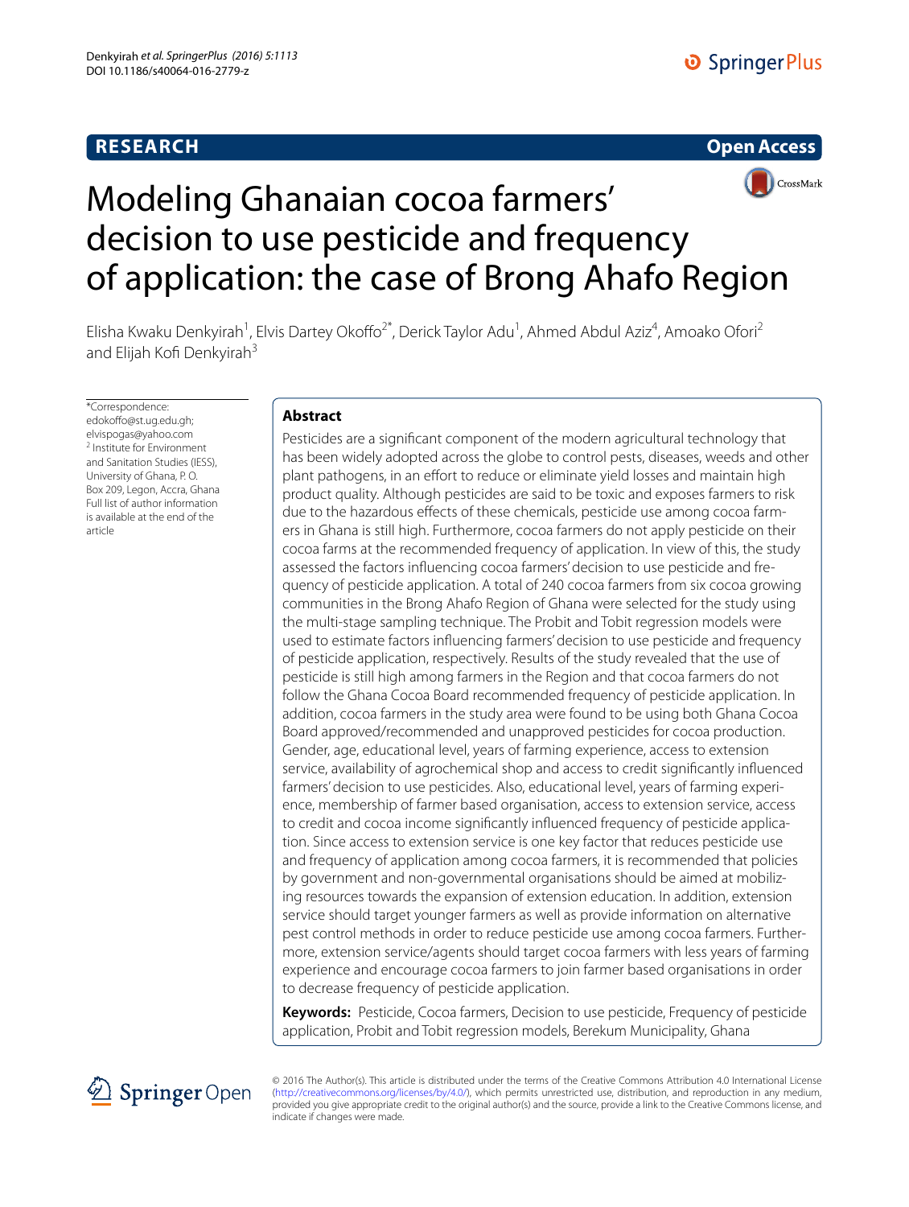**RESEARCH** **Open Access**

# Modeling Ghanaian cocoa farmers' decision to use pesticide and frequency of application: the case of Brong Ahafo Region

Elisha Kwaku Denkyirah[1], Elvis Dartey Okoffo[2*], Derick Taylor Adu[1], Ahmed Abdul Aziz[4], Amoako Ofori[2] and Elijah Kofi Denkyirah[3]

*Correspondence: edokoffo@st.ug.edu.gh; elvispogas@yahoo.com
[2] Institute for Environment and Sanitation Studies (IESS), University of Ghana, P. O. Box 209, Legon, Accra, Ghana
Full list of author information is available at the end of the article

## Abstract

Pesticides are a significant component of the modern agricultural technology that has been widely adopted across the globe to control pests, diseases, weeds and other plant pathogens, in an effort to reduce or eliminate yield losses and maintain high product quality. Although pesticides are said to be toxic and exposes farmers to risk due to the hazardous effects of these chemicals, pesticide use among cocoa farmers in Ghana is still high. Furthermore, cocoa farmers do not apply pesticide on their cocoa farms at the recommended frequency of application. In view of this, the study assessed the factors influencing cocoa farmers' decision to use pesticide and frequency of pesticide application. A total of 240 cocoa farmers from six cocoa growing communities in the Brong Ahafo Region of Ghana were selected for the study using the multi-stage sampling technique. The Probit and Tobit regression models were used to estimate factors influencing farmers' decision to use pesticide and frequency of pesticide application, respectively. Results of the study revealed that the use of pesticide is still high among farmers in the Region and that cocoa farmers do not follow the Ghana Cocoa Board recommended frequency of pesticide application. In addition, cocoa farmers in the study area were found to be using both Ghana Cocoa Board approved/recommended and unapproved pesticides for cocoa production. Gender, age, educational level, years of farming experience, access to extension service, availability of agrochemical shop and access to credit significantly influenced farmers' decision to use pesticides. Also, educational level, years of farming experience, membership of farmer based organisation, access to extension service, access to credit and cocoa income significantly influenced frequency of pesticide application. Since access to extension service is one key factor that reduces pesticide use and frequency of application among cocoa farmers, it is recommended that policies by government and non-governmental organisations should be aimed at mobilizing resources towards the expansion of extension education. In addition, extension service should target younger farmers as well as provide information on alternative pest control methods in order to reduce pesticide use among cocoa farmers. Furthermore, extension service/agents should target cocoa farmers with less years of farming experience and encourage cocoa farmers to join farmer based organisations in order to decrease frequency of pesticide application.

**Keywords:** Pesticide, Cocoa farmers, Decision to use pesticide, Frequency of pesticide application, Probit and Tobit regression models, Berekum Municipality, Ghana

© 2016 The Author(s). This article is distributed under the terms of the Creative Commons Attribution 4.0 International License (http://creativecommons.org/licenses/by/4.0/), which permits unrestricted use, distribution, and reproduction in any medium, provided you give appropriate credit to the original author(s) and the source, provide a link to the Creative Commons license, and indicate if changes were made.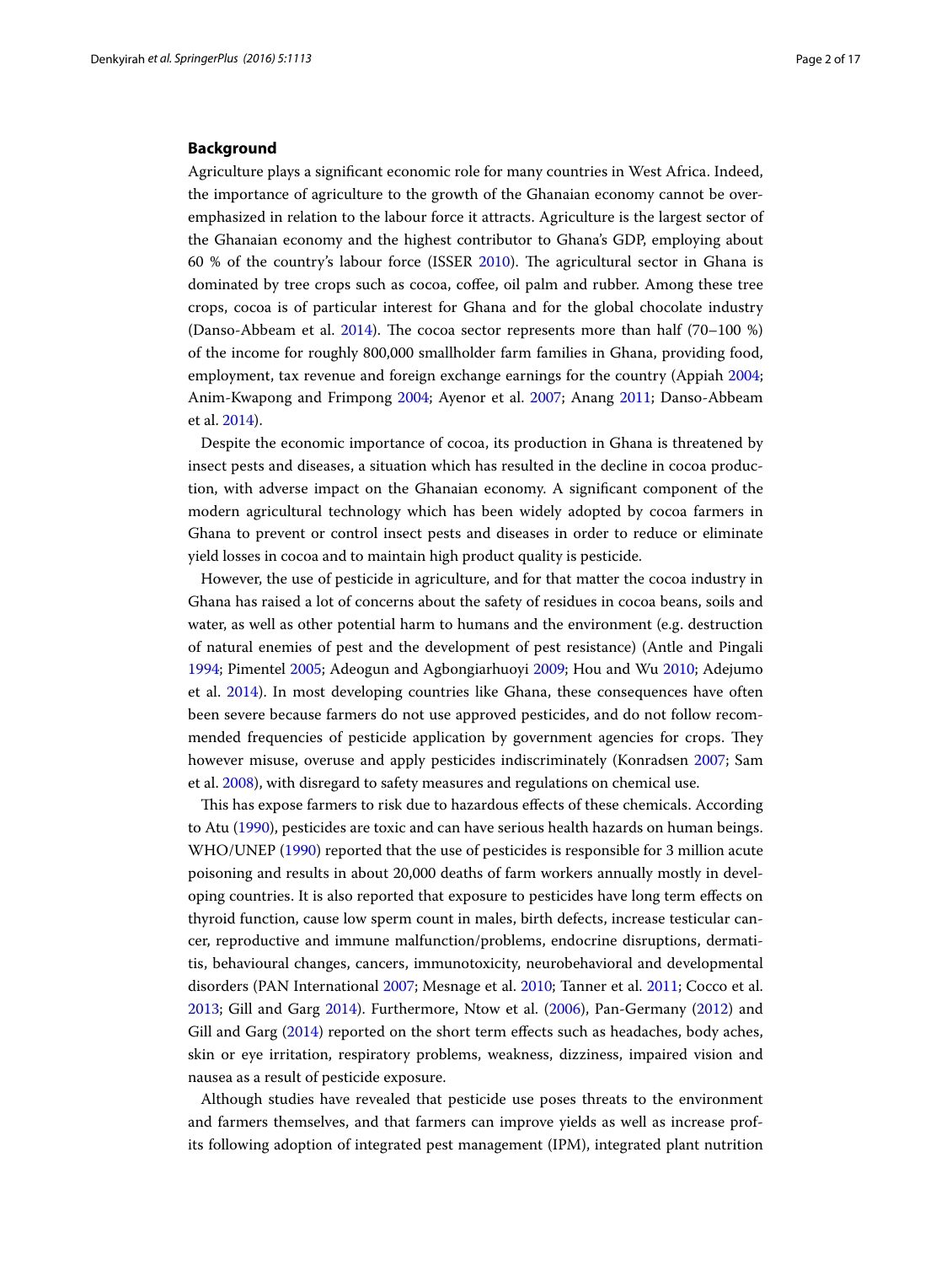## Background

Agriculture plays a significant economic role for many countries in West Africa. Indeed, the importance of agriculture to the growth of the Ghanaian economy cannot be overemphasized in relation to the labour force it attracts. Agriculture is the largest sector of the Ghanaian economy and the highest contributor to Ghana's GDP, employing about 60 % of the country's labour force (ISSER 2010). The agricultural sector in Ghana is dominated by tree crops such as cocoa, coffee, oil palm and rubber. Among these tree crops, cocoa is of particular interest for Ghana and for the global chocolate industry (Danso-Abbeam et al. 2014). The cocoa sector represents more than half (70–100 %) of the income for roughly 800,000 smallholder farm families in Ghana, providing food, employment, tax revenue and foreign exchange earnings for the country (Appiah 2004; Anim-Kwapong and Frimpong 2004; Ayenor et al. 2007; Anang 2011; Danso-Abbeam et al. 2014).

Despite the economic importance of cocoa, its production in Ghana is threatened by insect pests and diseases, a situation which has resulted in the decline in cocoa production, with adverse impact on the Ghanaian economy. A significant component of the modern agricultural technology which has been widely adopted by cocoa farmers in Ghana to prevent or control insect pests and diseases in order to reduce or eliminate yield losses in cocoa and to maintain high product quality is pesticide.

However, the use of pesticide in agriculture, and for that matter the cocoa industry in Ghana has raised a lot of concerns about the safety of residues in cocoa beans, soils and water, as well as other potential harm to humans and the environment (e.g. destruction of natural enemies of pest and the development of pest resistance) (Antle and Pingali 1994; Pimentel 2005; Adeogun and Agbongiarhuoyi 2009; Hou and Wu 2010; Adejumo et al. 2014). In most developing countries like Ghana, these consequences have often been severe because farmers do not use approved pesticides, and do not follow recommended frequencies of pesticide application by government agencies for crops. They however misuse, overuse and apply pesticides indiscriminately (Konradsen 2007; Sam et al. 2008), with disregard to safety measures and regulations on chemical use.

This has expose farmers to risk due to hazardous effects of these chemicals. According to Atu (1990), pesticides are toxic and can have serious health hazards on human beings. WHO/UNEP (1990) reported that the use of pesticides is responsible for 3 million acute poisoning and results in about 20,000 deaths of farm workers annually mostly in developing countries. It is also reported that exposure to pesticides have long term effects on thyroid function, cause low sperm count in males, birth defects, increase testicular cancer, reproductive and immune malfunction/problems, endocrine disruptions, dermatitis, behavioural changes, cancers, immunotoxicity, neurobehavioral and developmental disorders (PAN International 2007; Mesnage et al. 2010; Tanner et al. 2011; Cocco et al. 2013; Gill and Garg 2014). Furthermore, Ntow et al. (2006), Pan-Germany (2012) and Gill and Garg (2014) reported on the short term effects such as headaches, body aches, skin or eye irritation, respiratory problems, weakness, dizziness, impaired vision and nausea as a result of pesticide exposure.

Although studies have revealed that pesticide use poses threats to the environment and farmers themselves, and that farmers can improve yields as well as increase profits following adoption of integrated pest management (IPM), integrated plant nutrition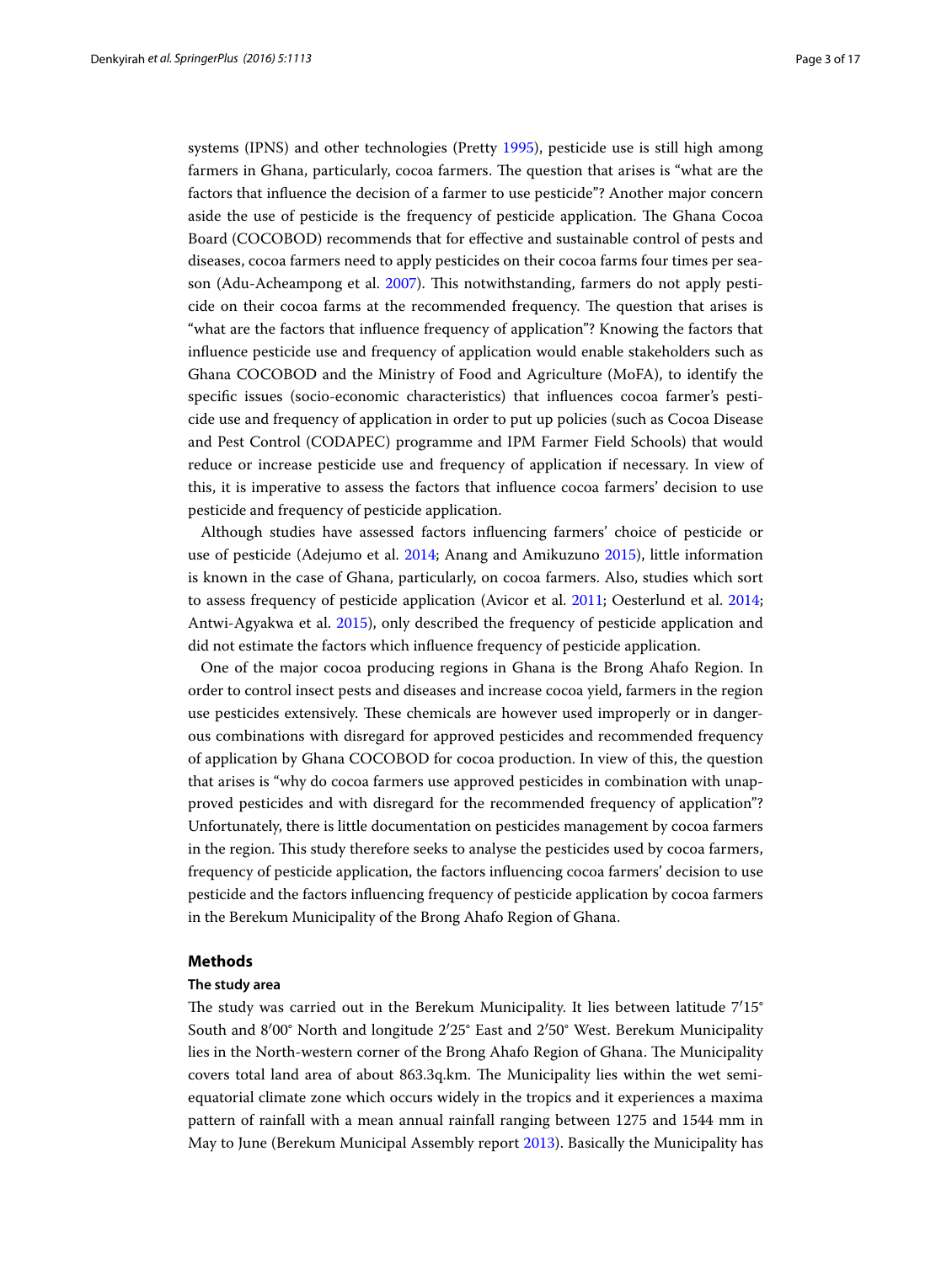systems (IPNS) and other technologies (Pretty 1995), pesticide use is still high among farmers in Ghana, particularly, cocoa farmers. The question that arises is "what are the factors that influence the decision of a farmer to use pesticide"? Another major concern aside the use of pesticide is the frequency of pesticide application. The Ghana Cocoa Board (COCOBOD) recommends that for effective and sustainable control of pests and diseases, cocoa farmers need to apply pesticides on their cocoa farms four times per season (Adu-Acheampong et al. 2007). This notwithstanding, farmers do not apply pesticide on their cocoa farms at the recommended frequency. The question that arises is "what are the factors that influence frequency of application"? Knowing the factors that influence pesticide use and frequency of application would enable stakeholders such as Ghana COCOBOD and the Ministry of Food and Agriculture (MoFA), to identify the specific issues (socio-economic characteristics) that influences cocoa farmer's pesticide use and frequency of application in order to put up policies (such as Cocoa Disease and Pest Control (CODAPEC) programme and IPM Farmer Field Schools) that would reduce or increase pesticide use and frequency of application if necessary. In view of this, it is imperative to assess the factors that influence cocoa farmers' decision to use pesticide and frequency of pesticide application.

Although studies have assessed factors influencing farmers' choice of pesticide or use of pesticide (Adejumo et al. 2014; Anang and Amikuzuno 2015), little information is known in the case of Ghana, particularly, on cocoa farmers. Also, studies which sort to assess frequency of pesticide application (Avicor et al. 2011; Oesterlund et al. 2014; Antwi-Agyakwa et al. 2015), only described the frequency of pesticide application and did not estimate the factors which influence frequency of pesticide application.

One of the major cocoa producing regions in Ghana is the Brong Ahafo Region. In order to control insect pests and diseases and increase cocoa yield, farmers in the region use pesticides extensively. These chemicals are however used improperly or in dangerous combinations with disregard for approved pesticides and recommended frequency of application by Ghana COCOBOD for cocoa production. In view of this, the question that arises is "why do cocoa farmers use approved pesticides in combination with unapproved pesticides and with disregard for the recommended frequency of application"? Unfortunately, there is little documentation on pesticides management by cocoa farmers in the region. This study therefore seeks to analyse the pesticides used by cocoa farmers, frequency of pesticide application, the factors influencing cocoa farmers' decision to use pesticide and the factors influencing frequency of pesticide application by cocoa farmers in the Berekum Municipality of the Brong Ahafo Region of Ghana.

## Methods

### The study area

The study was carried out in the Berekum Municipality. It lies between latitude 7′15° South and 8′00° North and longitude 2′25° East and 2′50° West. Berekum Municipality lies in the North-western corner of the Brong Ahafo Region of Ghana. The Municipality covers total land area of about 863.3q.km. The Municipality lies within the wet semi-equatorial climate zone which occurs widely in the tropics and it experiences a maxima pattern of rainfall with a mean annual rainfall ranging between 1275 and 1544 mm in May to June (Berekum Municipal Assembly report 2013). Basically the Municipality has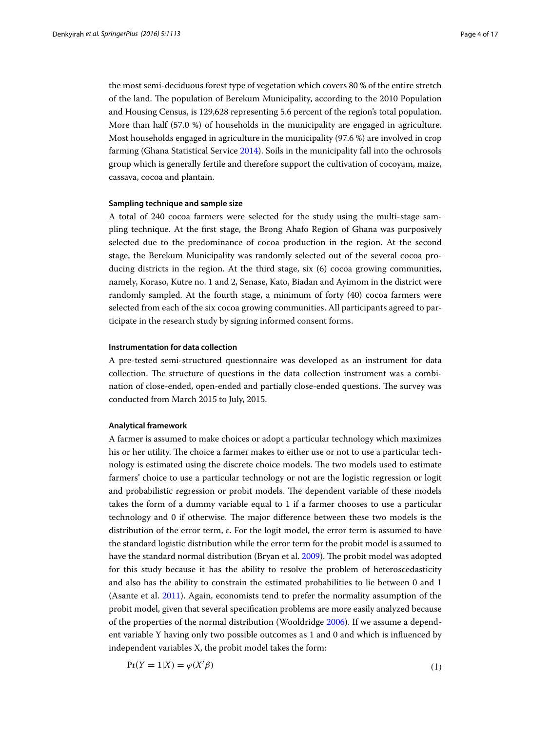the most semi-deciduous forest type of vegetation which covers 80 % of the entire stretch of the land. The population of Berekum Municipality, according to the 2010 Population and Housing Census, is 129,628 representing 5.6 percent of the region's total population. More than half (57.0 %) of households in the municipality are engaged in agriculture. Most households engaged in agriculture in the municipality (97.6 %) are involved in crop farming (Ghana Statistical Service 2014). Soils in the municipality fall into the ochrosols group which is generally fertile and therefore support the cultivation of cocoyam, maize, cassava, cocoa and plantain.

#### Sampling technique and sample size

A total of 240 cocoa farmers were selected for the study using the multi-stage sampling technique. At the first stage, the Brong Ahafo Region of Ghana was purposively selected due to the predominance of cocoa production in the region. At the second stage, the Berekum Municipality was randomly selected out of the several cocoa producing districts in the region. At the third stage, six (6) cocoa growing communities, namely, Koraso, Kutre no. 1 and 2, Senase, Kato, Biadan and Ayimom in the district were randomly sampled. At the fourth stage, a minimum of forty (40) cocoa farmers were selected from each of the six cocoa growing communities. All participants agreed to participate in the research study by signing informed consent forms.

#### Instrumentation for data collection

A pre-tested semi-structured questionnaire was developed as an instrument for data collection. The structure of questions in the data collection instrument was a combination of close-ended, open-ended and partially close-ended questions. The survey was conducted from March 2015 to July, 2015.

#### Analytical framework

A farmer is assumed to make choices or adopt a particular technology which maximizes his or her utility. The choice a farmer makes to either use or not to use a particular technology is estimated using the discrete choice models. The two models used to estimate farmers' choice to use a particular technology or not are the logistic regression or logit and probabilistic regression or probit models. The dependent variable of these models takes the form of a dummy variable equal to 1 if a farmer chooses to use a particular technology and 0 if otherwise. The major difference between these two models is the distribution of the error term, $\varepsilon$. For the logit model, the error term is assumed to have the standard logistic distribution while the error term for the probit model is assumed to have the standard normal distribution (Bryan et al. 2009). The probit model was adopted for this study because it has the ability to resolve the problem of heteroscedasticity and also has the ability to constrain the estimated probabilities to lie between 0 and 1 (Asante et al. 2011). Again, economists tend to prefer the normality assumption of the probit model, given that several specification problems are more easily analyzed because of the properties of the normal distribution (Wooldridge 2006). If we assume a dependent variable Y having only two possible outcomes as 1 and 0 and which is influenced by independent variables X, the probit model takes the form:

$$\Pr(Y = 1|X) = \varphi(X'\beta) \tag{1}$$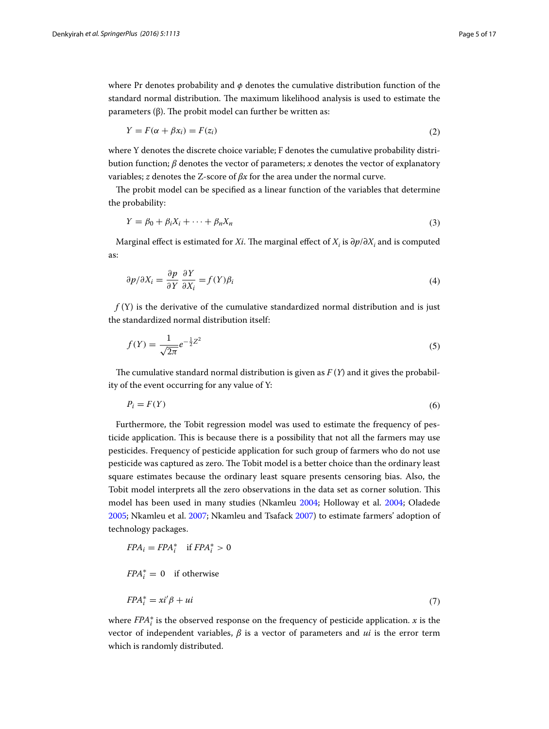where Pr denotes probability and $\phi$ denotes the cumulative distribution function of the standard normal distribution. The maximum likelihood analysis is used to estimate the parameters (β). The probit model can further be written as:

$$Y = F(\alpha + \beta x_i) = F(z_i) \tag{2}$$

where Y denotes the discrete choice variable; F denotes the cumulative probability distribution function; $\beta$ denotes the vector of parameters; $x$ denotes the vector of explanatory variables; $z$ denotes the Z-score of $\beta x$ for the area under the normal curve.

The probit model can be specified as a linear function of the variables that determine the probability:

$$Y = \beta_0 + \beta_i X_i + \cdots + \beta_n X_n \tag{3}$$

Marginal effect is estimated for $Xi$. The marginal effect of $X_i$ is $\partial p / \partial X_i$ and is computed as:

$$\partial p / \partial X_i = \frac{\partial p}{\partial Y} \frac{\partial Y}{\partial X_i} = f(Y)\beta_i \tag{4}$$

$f$ (Y) is the derivative of the cumulative standardized normal distribution and is just the standardized normal distribution itself:

$$f(Y) = \frac{1}{\sqrt{2\pi}} e^{-\frac{1}{2}Z^2} \tag{5}$$

The cumulative standard normal distribution is given as $F(Y)$ and it gives the probability of the event occurring for any value of Y:

$$P_i = F(Y) \tag{6}$$

Furthermore, the Tobit regression model was used to estimate the frequency of pesticide application. This is because there is a possibility that not all the farmers may use pesticides. Frequency of pesticide application for such group of farmers who do not use pesticide was captured as zero. The Tobit model is a better choice than the ordinary least square estimates because the ordinary least square presents censoring bias. Also, the Tobit model interprets all the zero observations in the data set as corner solution. This model has been used in many studies (Nkamleu 2004; Holloway et al. 2004; Oladede 2005; Nkamleu et al. 2007; Nkamleu and Tsafack 2007) to estimate farmers' adoption of technology packages.

$$FPA_i = FPA_i^* \quad \text{if } FPA_i^* > 0$$

$$FPA_i^* = 0 \quad \text{if otherwise}$$

$$FPA_i^* = xi'\beta + ui \tag{7}$$

where $FPA_i^*$ is the observed response on the frequency of pesticide application. $x$ is the vector of independent variables, $\beta$ is a vector of parameters and $ui$ is the error term which is randomly distributed.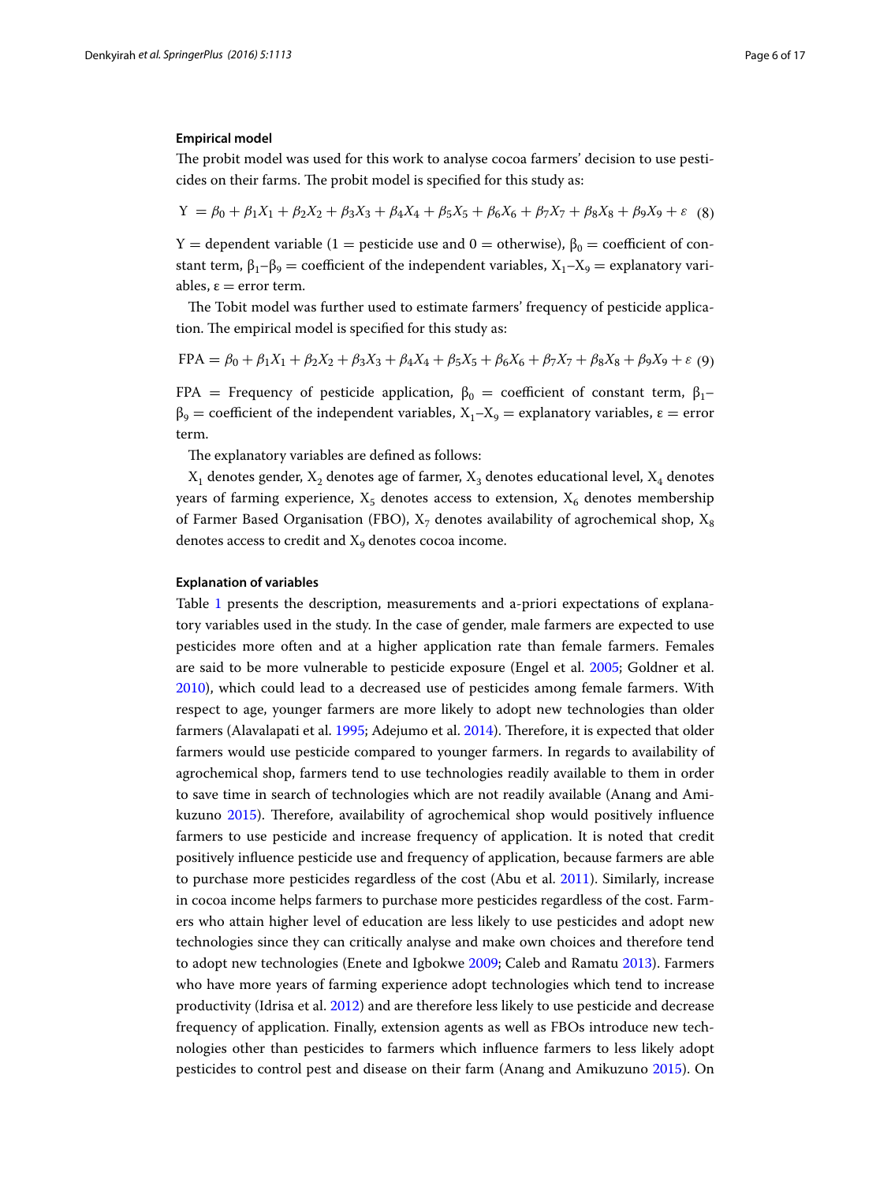### Empirical model

The probit model was used for this work to analyse cocoa farmers' decision to use pesticides on their farms. The probit model is specified for this study as:

$$Y = \beta_0 + \beta_1 X_1 + \beta_2 X_2 + \beta_3 X_3 + \beta_4 X_4 + \beta_5 X_5 + \beta_6 X_6 + \beta_7 X_7 + \beta_8 X_8 + \beta_9 X_9 + \varepsilon \quad (8)$$

Y = dependent variable (1 = pesticide use and 0 = otherwise), $\beta_0$ = coefficient of constant term, $\beta_1$–$\beta_9$ = coefficient of the independent variables, $X_1$–$X_9$ = explanatory variables, ε = error term.

The Tobit model was further used to estimate farmers' frequency of pesticide application. The empirical model is specified for this study as:

$$FPA = \beta_0 + \beta_1 X_1 + \beta_2 X_2 + \beta_3 X_3 + \beta_4 X_4 + \beta_5 X_5 + \beta_6 X_6 + \beta_7 X_7 + \beta_8 X_8 + \beta_9 X_9 + \varepsilon \quad (9)$$

FPA = Frequency of pesticide application, $\beta_0$ = coefficient of constant term, $\beta_1$–$\beta_9$ = coefficient of the independent variables, $X_1$–$X_9$ = explanatory variables, ε = error term.

The explanatory variables are defined as follows:

$X_1$ denotes gender, $X_2$ denotes age of farmer, $X_3$ denotes educational level, $X_4$ denotes years of farming experience, $X_5$ denotes access to extension, $X_6$ denotes membership of Farmer Based Organisation (FBO), $X_7$ denotes availability of agrochemical shop, $X_8$ denotes access to credit and $X_9$ denotes cocoa income.

### Explanation of variables

Table 1 presents the description, measurements and a-priori expectations of explanatory variables used in the study. In the case of gender, male farmers are expected to use pesticides more often and at a higher application rate than female farmers. Females are said to be more vulnerable to pesticide exposure (Engel et al. 2005; Goldner et al. 2010), which could lead to a decreased use of pesticides among female farmers. With respect to age, younger farmers are more likely to adopt new technologies than older farmers (Alavalapati et al. 1995; Adejumo et al. 2014). Therefore, it is expected that older farmers would use pesticide compared to younger farmers. In regards to availability of agrochemical shop, farmers tend to use technologies readily available to them in order to save time in search of technologies which are not readily available (Anang and Amikuzuno 2015). Therefore, availability of agrochemical shop would positively influence farmers to use pesticide and increase frequency of application. It is noted that credit positively influence pesticide use and frequency of application, because farmers are able to purchase more pesticides regardless of the cost (Abu et al. 2011). Similarly, increase in cocoa income helps farmers to purchase more pesticides regardless of the cost. Farmers who attain higher level of education are less likely to use pesticides and adopt new technologies since they can critically analyse and make own choices and therefore tend to adopt new technologies (Enete and Igbokwe 2009; Caleb and Ramatu 2013). Farmers who have more years of farming experience adopt technologies which tend to increase productivity (Idrisa et al. 2012) and are therefore less likely to use pesticide and decrease frequency of application. Finally, extension agents as well as FBOs introduce new technologies other than pesticides to farmers which influence farmers to less likely adopt pesticides to control pest and disease on their farm (Anang and Amikuzuno 2015). On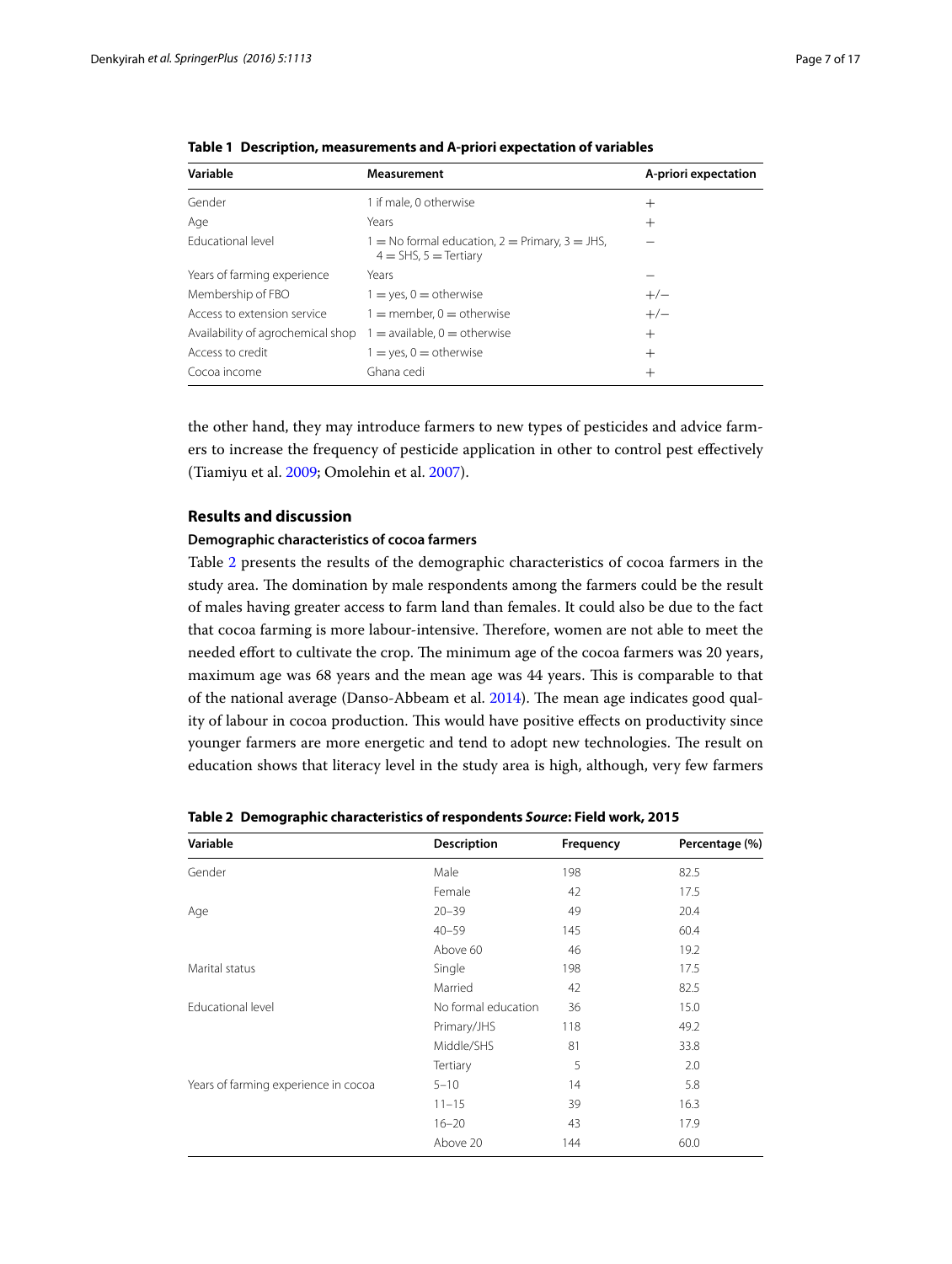**Table 1 Description, measurements and A-priori expectation of variables**

| Variable | Measurement | A-priori expectation |
|---|---|---|
| Gender | 1 if male, 0 otherwise | + |
| Age | Years | + |
| Educational level | 1 = No formal education, 2 = Primary, 3 = JHS, 4 = SHS, 5 = Tertiary | − |
| Years of farming experience | Years | − |
| Membership of FBO | 1 = yes, 0 = otherwise | +/− |
| Access to extension service | 1 = member, 0 = otherwise | +/− |
| Availability of agrochemical shop | 1 = available, 0 = otherwise | + |
| Access to credit | 1 = yes, 0 = otherwise | + |
| Cocoa income | Ghana cedi | + |

the other hand, they may introduce farmers to new types of pesticides and advice farmers to increase the frequency of pesticide application in other to control pest effectively (Tiamiyu et al. 2009; Omolehin et al. 2007).

## Results and discussion

### Demographic characteristics of cocoa farmers

Table 2 presents the results of the demographic characteristics of cocoa farmers in the study area. The domination by male respondents among the farmers could be the result of males having greater access to farm land than females. It could also be due to the fact that cocoa farming is more labour-intensive. Therefore, women are not able to meet the needed effort to cultivate the crop. The minimum age of the cocoa farmers was 20 years, maximum age was 68 years and the mean age was 44 years. This is comparable to that of the national average (Danso-Abbeam et al. 2014). The mean age indicates good quality of labour in cocoa production. This would have positive effects on productivity since younger farmers are more energetic and tend to adopt new technologies. The result on education shows that literacy level in the study area is high, although, very few farmers

**Table 2 Demographic characteristics of respondents *Source*: Field work, 2015**

| Variable | Description | Frequency | Percentage (%) |
|---|---|---|---|
| Gender | Male | 198 | 82.5 |
| | Female | 42 | 17.5 |
| Age | 20–39 | 49 | 20.4 |
| | 40–59 | 145 | 60.4 |
| | Above 60 | 46 | 19.2 |
| Marital status | Single | 198 | 17.5 |
| | Married | 42 | 82.5 |
| Educational level | No formal education | 36 | 15.0 |
| | Primary/JHS | 118 | 49.2 |
| | Middle/SHS | 81 | 33.8 |
| | Tertiary | 5 | 2.0 |
| Years of farming experience in cocoa | 5–10 | 14 | 5.8 |
| | 11–15 | 39 | 16.3 |
| | 16–20 | 43 | 17.9 |
| | Above 20 | 144 | 60.0 |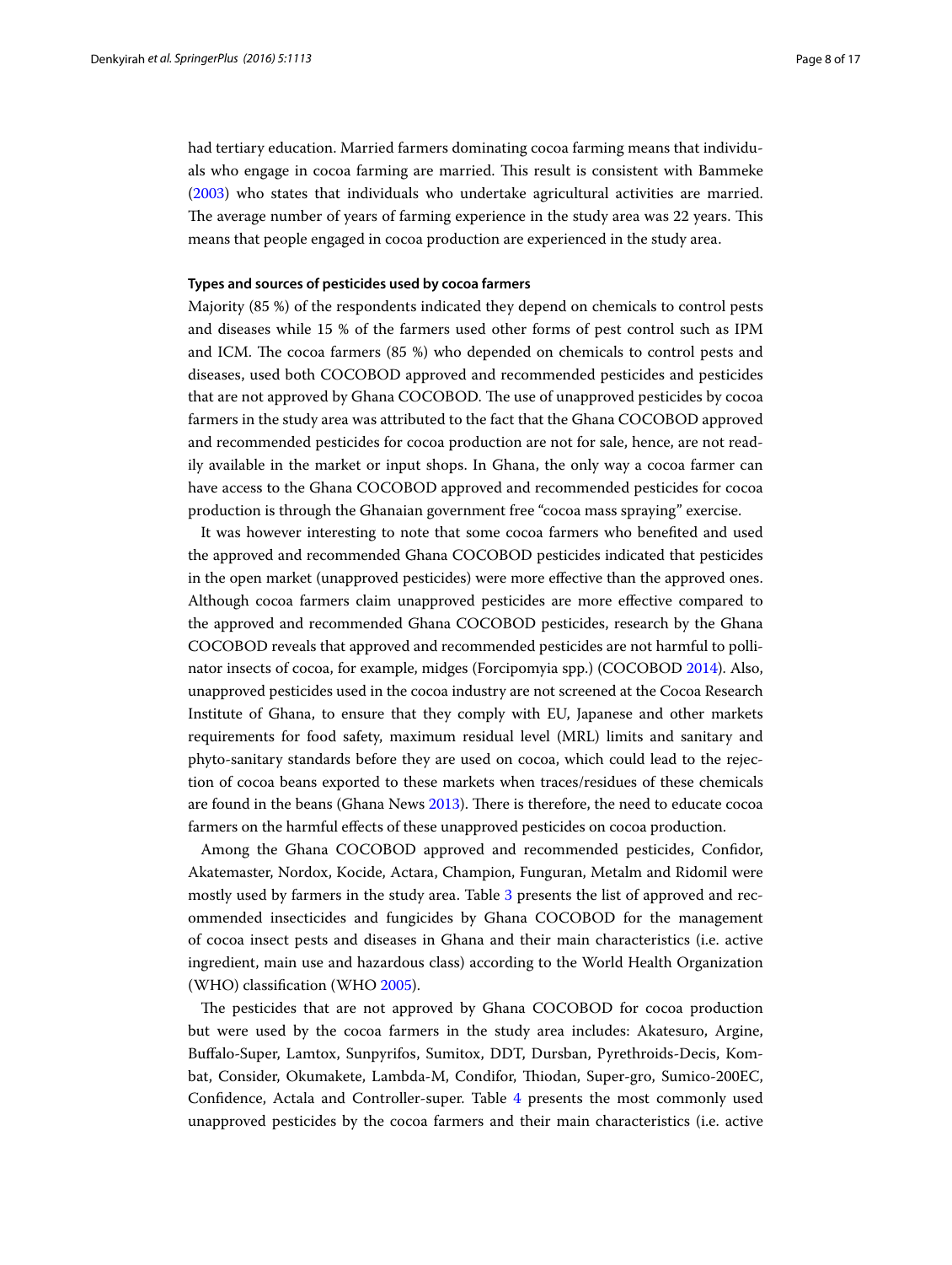had tertiary education. Married farmers dominating cocoa farming means that individuals who engage in cocoa farming are married. This result is consistent with Bammeke (2003) who states that individuals who undertake agricultural activities are married. The average number of years of farming experience in the study area was 22 years. This means that people engaged in cocoa production are experienced in the study area.

#### Types and sources of pesticides used by cocoa farmers

Majority (85 %) of the respondents indicated they depend on chemicals to control pests and diseases while 15 % of the farmers used other forms of pest control such as IPM and ICM. The cocoa farmers (85 %) who depended on chemicals to control pests and diseases, used both COCOBOD approved and recommended pesticides and pesticides that are not approved by Ghana COCOBOD. The use of unapproved pesticides by cocoa farmers in the study area was attributed to the fact that the Ghana COCOBOD approved and recommended pesticides for cocoa production are not for sale, hence, are not readily available in the market or input shops. In Ghana, the only way a cocoa farmer can have access to the Ghana COCOBOD approved and recommended pesticides for cocoa production is through the Ghanaian government free "cocoa mass spraying" exercise.

It was however interesting to note that some cocoa farmers who benefited and used the approved and recommended Ghana COCOBOD pesticides indicated that pesticides in the open market (unapproved pesticides) were more effective than the approved ones. Although cocoa farmers claim unapproved pesticides are more effective compared to the approved and recommended Ghana COCOBOD pesticides, research by the Ghana COCOBOD reveals that approved and recommended pesticides are not harmful to pollinator insects of cocoa, for example, midges (Forcipomyia spp.) (COCOBOD 2014). Also, unapproved pesticides used in the cocoa industry are not screened at the Cocoa Research Institute of Ghana, to ensure that they comply with EU, Japanese and other markets requirements for food safety, maximum residual level (MRL) limits and sanitary and phyto-sanitary standards before they are used on cocoa, which could lead to the rejection of cocoa beans exported to these markets when traces/residues of these chemicals are found in the beans (Ghana News 2013). There is therefore, the need to educate cocoa farmers on the harmful effects of these unapproved pesticides on cocoa production.

Among the Ghana COCOBOD approved and recommended pesticides, Confidor, Akatemaster, Nordox, Kocide, Actara, Champion, Funguran, Metalm and Ridomil were mostly used by farmers in the study area. Table 3 presents the list of approved and recommended insecticides and fungicides by Ghana COCOBOD for the management of cocoa insect pests and diseases in Ghana and their main characteristics (i.e. active ingredient, main use and hazardous class) according to the World Health Organization (WHO) classification (WHO 2005).

The pesticides that are not approved by Ghana COCOBOD for cocoa production but were used by the cocoa farmers in the study area includes: Akatesuro, Argine, Buffalo-Super, Lamtox, Sunpyrifos, Sumitox, DDT, Dursban, Pyrethroids-Decis, Kombat, Consider, Okumakete, Lambda-M, Condifor, Thiodan, Super-gro, Sumico-200EC, Confidence, Actala and Controller-super. Table 4 presents the most commonly used unapproved pesticides by the cocoa farmers and their main characteristics (i.e. active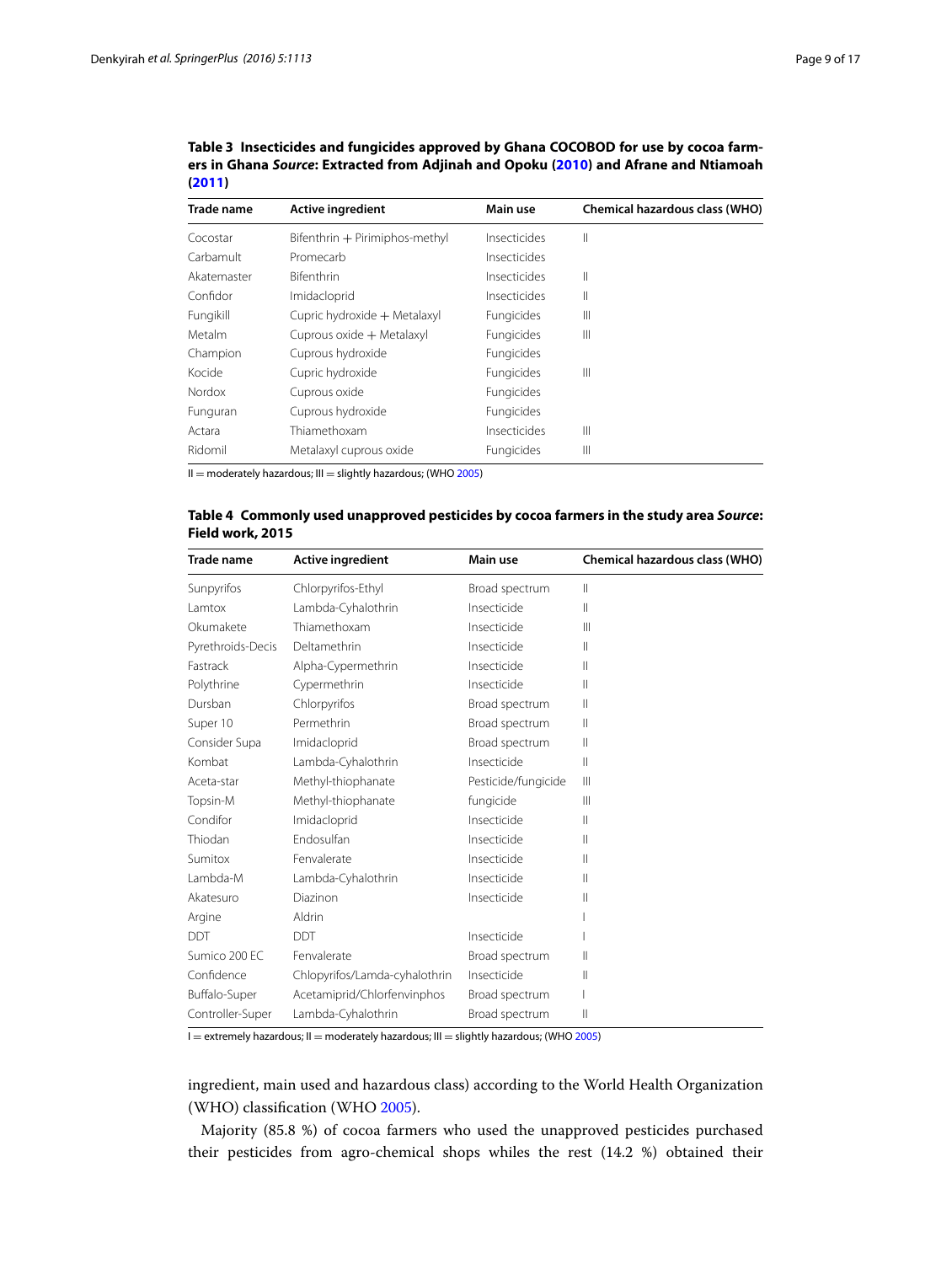**Table 3 Insecticides and fungicides approved by Ghana COCOBOD for use by cocoa farmers in Ghana *Source*: Extracted from Adjinah and Opoku (2010) and Afrane and Ntiamoah (2011)**

| Trade name | Active ingredient | Main use | Chemical hazardous class (WHO) |
|---|---|---|---|
| Cocostar | Bifenthrin + Pirimiphos-methyl | Insecticides | II |
| Carbamult | Promecarb | Insecticides | |
| Akatemaster | Bifenthrin | Insecticides | II |
| Confidor | Imidacloprid | Insecticides | II |
| Fungikill | Cupric hydroxide + Metalaxyl | Fungicides | III |
| Metalm | Cuprous oxide + Metalaxyl | Fungicides | III |
| Champion | Cuprous hydroxide | Fungicides | |
| Kocide | Cupric hydroxide | Fungicides | III |
| Nordox | Cuprous oxide | Fungicides | |
| Funguran | Cuprous hydroxide | Fungicides | |
| Actara | Thiamethoxam | Insecticides | III |
| Ridomil | Metalaxyl cuprous oxide | Fungicides | III |

II = moderately hazardous; III = slightly hazardous; (WHO 2005)

**Table 4 Commonly used unapproved pesticides by cocoa farmers in the study area *Source*: Field work, 2015**

| Trade name | Active ingredient | Main use | Chemical hazardous class (WHO) |
|---|---|---|---|
| Sunpyrifos | Chlorpyrifos-Ethyl | Broad spectrum | II |
| Lamtox | Lambda-Cyhalothrin | Insecticide | II |
| Okumakete | Thiamethoxam | Insecticide | III |
| Pyrethroids-Decis | Deltamethrin | Insecticide | II |
| Fastrack | Alpha-Cypermethrin | Insecticide | II |
| Polythrine | Cypermethrin | Insecticide | II |
| Dursban | Chlorpyrifos | Broad spectrum | II |
| Super 10 | Permethrin | Broad spectrum | II |
| Consider Supa | Imidacloprid | Broad spectrum | II |
| Kombat | Lambda-Cyhalothrin | Insecticide | II |
| Aceta-star | Methyl-thiophanate | Pesticide/fungicide | III |
| Topsin-M | Methyl-thiophanate | fungicide | III |
| Condifor | Imidacloprid | Insecticide | II |
| Thiodan | Endosulfan | Insecticide | II |
| Sumitox | Fenvalerate | Insecticide | II |
| Lambda-M | Lambda-Cyhalothrin | Insecticide | II |
| Akatesuro | Diazinon | Insecticide | II |
| Argine | Aldrin | | I |
| DDT | DDT | Insecticide | I |
| Sumico 200 EC | Fenvalerate | Broad spectrum | II |
| Confidence | Chlopyrifos/Lamda-cyhalothrin | Insecticide | II |
| Buffalo-Super | Acetamiprid/Chlorfenvinphos | Broad spectrum | I |
| Controller-Super | Lambda-Cyhalothrin | Broad spectrum | II |

I = extremely hazardous; II = moderately hazardous; III = slightly hazardous; (WHO 2005)

ingredient, main used and hazardous class) according to the World Health Organization (WHO) classification (WHO 2005).

Majority (85.8 %) of cocoa farmers who used the unapproved pesticides purchased their pesticides from agro-chemical shops whiles the rest (14.2 %) obtained their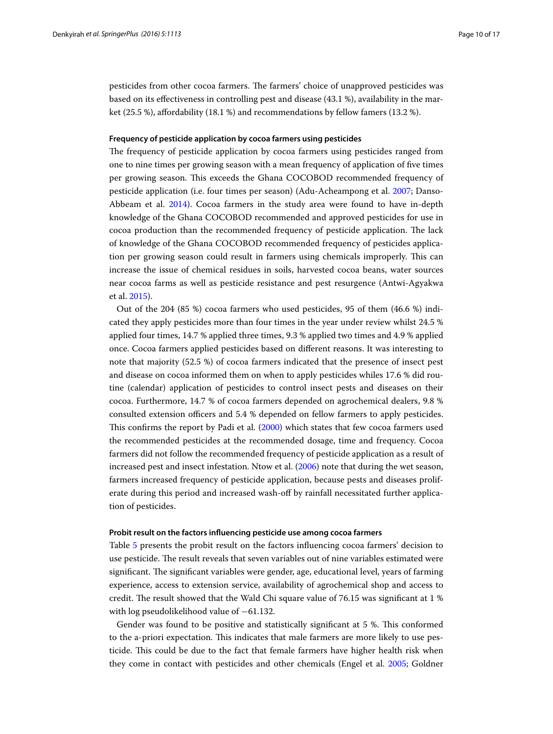pesticides from other cocoa farmers. The farmers' choice of unapproved pesticides was based on its effectiveness in controlling pest and disease (43.1 %), availability in the market (25.5 %), affordability (18.1 %) and recommendations by fellow famers (13.2 %).

#### Frequency of pesticide application by cocoa farmers using pesticides

The frequency of pesticide application by cocoa farmers using pesticides ranged from one to nine times per growing season with a mean frequency of application of five times per growing season. This exceeds the Ghana COCOBOD recommended frequency of pesticide application (i.e. four times per season) (Adu-Acheampong et al. 2007; Danso-Abbeam et al. 2014). Cocoa farmers in the study area were found to have in-depth knowledge of the Ghana COCOBOD recommended and approved pesticides for use in cocoa production than the recommended frequency of pesticide application. The lack of knowledge of the Ghana COCOBOD recommended frequency of pesticides application per growing season could result in farmers using chemicals improperly. This can increase the issue of chemical residues in soils, harvested cocoa beans, water sources near cocoa farms as well as pesticide resistance and pest resurgence (Antwi-Agyakwa et al. 2015).

Out of the 204 (85 %) cocoa farmers who used pesticides, 95 of them (46.6 %) indicated they apply pesticides more than four times in the year under review whilst 24.5 % applied four times, 14.7 % applied three times, 9.3 % applied two times and 4.9 % applied once. Cocoa farmers applied pesticides based on different reasons. It was interesting to note that majority (52.5 %) of cocoa farmers indicated that the presence of insect pest and disease on cocoa informed them on when to apply pesticides whiles 17.6 % did routine (calendar) application of pesticides to control insect pests and diseases on their cocoa. Furthermore, 14.7 % of cocoa farmers depended on agrochemical dealers, 9.8 % consulted extension officers and 5.4 % depended on fellow farmers to apply pesticides. This confirms the report by Padi et al. (2000) which states that few cocoa farmers used the recommended pesticides at the recommended dosage, time and frequency. Cocoa farmers did not follow the recommended frequency of pesticide application as a result of increased pest and insect infestation. Ntow et al. (2006) note that during the wet season, farmers increased frequency of pesticide application, because pests and diseases proliferate during this period and increased wash-off by rainfall necessitated further application of pesticides.

#### Probit result on the factors influencing pesticide use among cocoa farmers

Table 5 presents the probit result on the factors influencing cocoa farmers' decision to use pesticide. The result reveals that seven variables out of nine variables estimated were significant. The significant variables were gender, age, educational level, years of farming experience, access to extension service, availability of agrochemical shop and access to credit. The result showed that the Wald Chi square value of 76.15 was significant at 1 % with log pseudolikelihood value of −61.132.

Gender was found to be positive and statistically significant at 5 %. This conformed to the a-priori expectation. This indicates that male farmers are more likely to use pesticide. This could be due to the fact that female farmers have higher health risk when they come in contact with pesticides and other chemicals (Engel et al. 2005; Goldner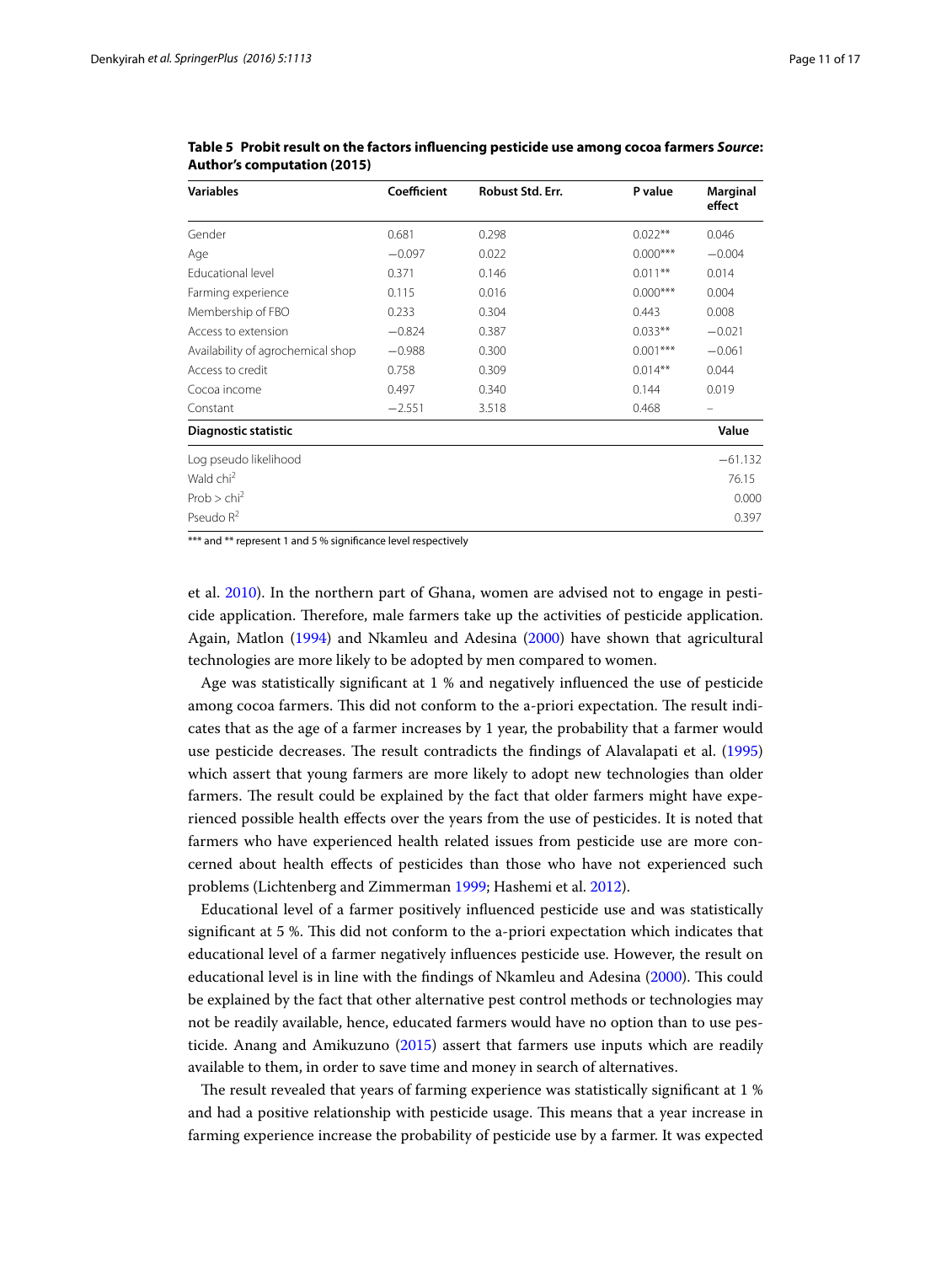**Table 5 Probit result on the factors influencing pesticide use among cocoa farmers *Source*: Author's computation (2015)**

| Variables | Coefficient | Robust Std. Err. | P value | Marginal effect |
|---|---|---|---|---|
| Gender | 0.681 | 0.298 | 0.022** | 0.046 |
| Age | −0.097 | 0.022 | 0.000*** | −0.004 |
| Educational level | 0.371 | 0.146 | 0.011** | 0.014 |
| Farming experience | 0.115 | 0.016 | 0.000*** | 0.004 |
| Membership of FBO | 0.233 | 0.304 | 0.443 | 0.008 |
| Access to extension | −0.824 | 0.387 | 0.033** | −0.021 |
| Availability of agrochemical shop | −0.988 | 0.300 | 0.001*** | −0.061 |
| Access to credit | 0.758 | 0.309 | 0.014** | 0.044 |
| Cocoa income | 0.497 | 0.340 | 0.144 | 0.019 |
| Constant | −2.551 | 3.518 | 0.468 | – |
| **Diagnostic statistic** | | | | **Value** |
| Log pseudo likelihood | | | | −61.132 |
| Wald $chi^2$ | | | | 76.15 |
| Prob > $chi^2$ | | | | 0.000 |
| Pseudo $R^2$ | | | | 0.397 |

*** and ** represent 1 and 5 % significance level respectively

et al. 2010). In the northern part of Ghana, women are advised not to engage in pesticide application. Therefore, male farmers take up the activities of pesticide application. Again, Matlon (1994) and Nkamleu and Adesina (2000) have shown that agricultural technologies are more likely to be adopted by men compared to women.

Age was statistically significant at 1 % and negatively influenced the use of pesticide among cocoa farmers. This did not conform to the a-priori expectation. The result indicates that as the age of a farmer increases by 1 year, the probability that a farmer would use pesticide decreases. The result contradicts the findings of Alavalapati et al. (1995) which assert that young farmers are more likely to adopt new technologies than older farmers. The result could be explained by the fact that older farmers might have experienced possible health effects over the years from the use of pesticides. It is noted that farmers who have experienced health related issues from pesticide use are more concerned about health effects of pesticides than those who have not experienced such problems (Lichtenberg and Zimmerman 1999; Hashemi et al. 2012).

Educational level of a farmer positively influenced pesticide use and was statistically significant at 5 %. This did not conform to the a-priori expectation which indicates that educational level of a farmer negatively influences pesticide use. However, the result on educational level is in line with the findings of Nkamleu and Adesina (2000). This could be explained by the fact that other alternative pest control methods or technologies may not be readily available, hence, educated farmers would have no option than to use pesticide. Anang and Amikuzuno (2015) assert that farmers use inputs which are readily available to them, in order to save time and money in search of alternatives.

The result revealed that years of farming experience was statistically significant at 1 % and had a positive relationship with pesticide usage. This means that a year increase in farming experience increase the probability of pesticide use by a farmer. It was expected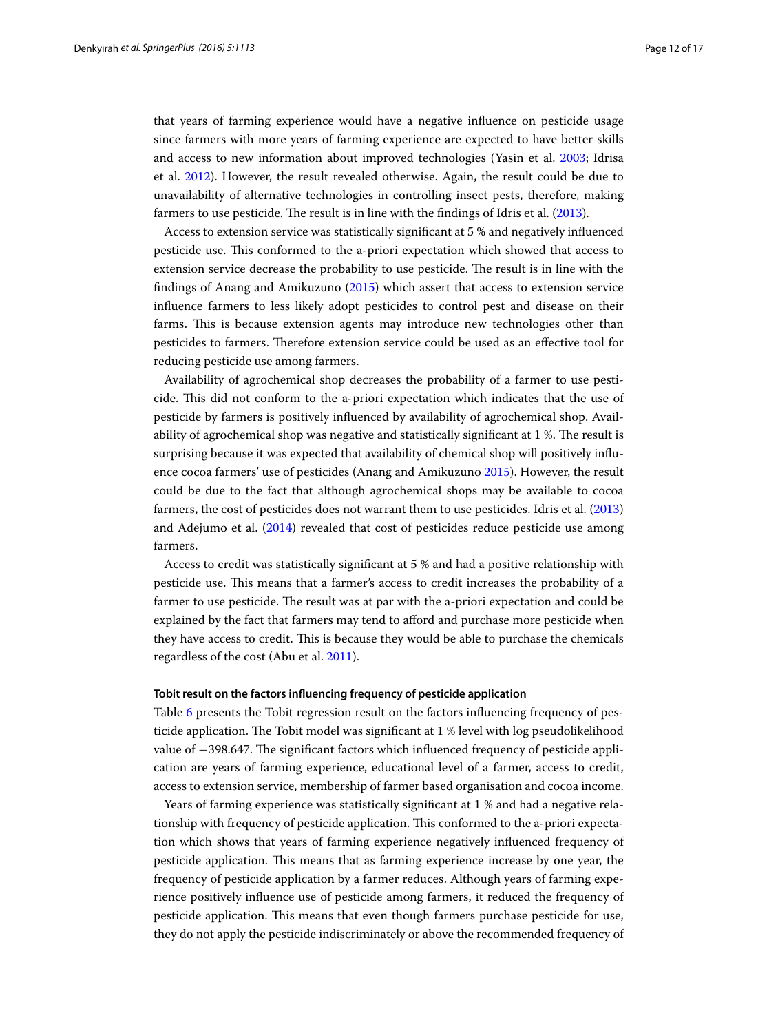that years of farming experience would have a negative influence on pesticide usage since farmers with more years of farming experience are expected to have better skills and access to new information about improved technologies (Yasin et al. 2003; Idrisa et al. 2012). However, the result revealed otherwise. Again, the result could be due to unavailability of alternative technologies in controlling insect pests, therefore, making farmers to use pesticide. The result is in line with the findings of Idris et al. (2013).

Access to extension service was statistically significant at 5 % and negatively influenced pesticide use. This conformed to the a-priori expectation which showed that access to extension service decrease the probability to use pesticide. The result is in line with the findings of Anang and Amikuzuno (2015) which assert that access to extension service influence farmers to less likely adopt pesticides to control pest and disease on their farms. This is because extension agents may introduce new technologies other than pesticides to farmers. Therefore extension service could be used as an effective tool for reducing pesticide use among farmers.

Availability of agrochemical shop decreases the probability of a farmer to use pesticide. This did not conform to the a-priori expectation which indicates that the use of pesticide by farmers is positively influenced by availability of agrochemical shop. Availability of agrochemical shop was negative and statistically significant at 1 %. The result is surprising because it was expected that availability of chemical shop will positively influence cocoa farmers' use of pesticides (Anang and Amikuzuno 2015). However, the result could be due to the fact that although agrochemical shops may be available to cocoa farmers, the cost of pesticides does not warrant them to use pesticides. Idris et al. (2013) and Adejumo et al. (2014) revealed that cost of pesticides reduce pesticide use among farmers.

Access to credit was statistically significant at 5 % and had a positive relationship with pesticide use. This means that a farmer's access to credit increases the probability of a farmer to use pesticide. The result was at par with the a-priori expectation and could be explained by the fact that farmers may tend to afford and purchase more pesticide when they have access to credit. This is because they would be able to purchase the chemicals regardless of the cost (Abu et al. 2011).

#### Tobit result on the factors influencing frequency of pesticide application

Table 6 presents the Tobit regression result on the factors influencing frequency of pesticide application. The Tobit model was significant at 1 % level with log pseudolikelihood value of −398.647. The significant factors which influenced frequency of pesticide application are years of farming experience, educational level of a farmer, access to credit, access to extension service, membership of farmer based organisation and cocoa income.

Years of farming experience was statistically significant at 1 % and had a negative relationship with frequency of pesticide application. This conformed to the a-priori expectation which shows that years of farming experience negatively influenced frequency of pesticide application. This means that as farming experience increase by one year, the frequency of pesticide application by a farmer reduces. Although years of farming experience positively influence use of pesticide among farmers, it reduced the frequency of pesticide application. This means that even though farmers purchase pesticide for use, they do not apply the pesticide indiscriminately or above the recommended frequency of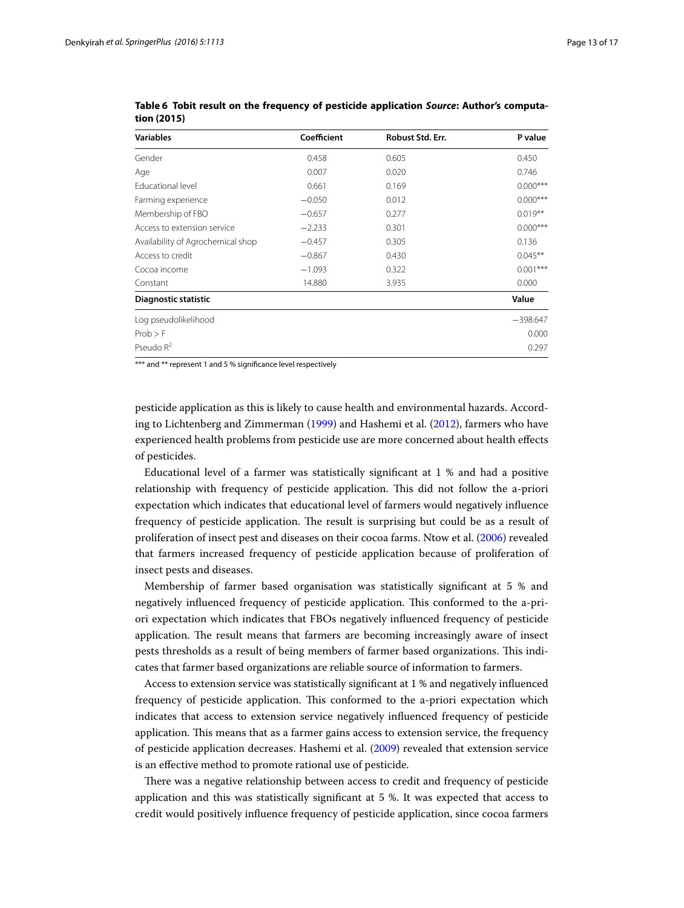**Table 6 Tobit result on the frequency of pesticide application** ***Source*****: Author's computation (2015)**

| Variables | Coefficient | Robust Std. Err. | P value |
|---|---|---|---|
| Gender | 0.458 | 0.605 | 0.450 |
| Age | 0.007 | 0.020 | 0.746 |
| Educational level | 0.661 | 0.169 | 0.000*** |
| Farming experience | −0.050 | 0.012 | 0.000*** |
| Membership of FBO | −0.657 | 0.277 | 0.019** |
| Access to extension service | −2.233 | 0.301 | 0.000*** |
| Availability of Agrochemical shop | −0.457 | 0.305 | 0.136 |
| Access to credit | −0.867 | 0.430 | 0.045** |
| Cocoa income | −1.093 | 0.322 | 0.001*** |
| Constant | 14.880 | 3.935 | 0.000 |
| **Diagnostic statistic** | | | **Value** |
| Log pseudolikelihood | | | −398.647 |
| Prob > F | | | 0.000 |
| Pseudo $R^2$ | | | 0.297 |

*** and ** represent 1 and 5 % significance level respectively

pesticide application as this is likely to cause health and environmental hazards. According to Lichtenberg and Zimmerman (1999) and Hashemi et al. (2012), farmers who have experienced health problems from pesticide use are more concerned about health effects of pesticides.

Educational level of a farmer was statistically significant at 1 % and had a positive relationship with frequency of pesticide application. This did not follow the a-priori expectation which indicates that educational level of farmers would negatively influence frequency of pesticide application. The result is surprising but could be as a result of proliferation of insect pest and diseases on their cocoa farms. Ntow et al. (2006) revealed that farmers increased frequency of pesticide application because of proliferation of insect pests and diseases.

Membership of farmer based organisation was statistically significant at 5 % and negatively influenced frequency of pesticide application. This conformed to the a-priori expectation which indicates that FBOs negatively influenced frequency of pesticide application. The result means that farmers are becoming increasingly aware of insect pests thresholds as a result of being members of farmer based organizations. This indicates that farmer based organizations are reliable source of information to farmers.

Access to extension service was statistically significant at 1 % and negatively influenced frequency of pesticide application. This conformed to the a-priori expectation which indicates that access to extension service negatively influenced frequency of pesticide application. This means that as a farmer gains access to extension service, the frequency of pesticide application decreases. Hashemi et al. (2009) revealed that extension service is an effective method to promote rational use of pesticide.

There was a negative relationship between access to credit and frequency of pesticide application and this was statistically significant at 5 %. It was expected that access to credit would positively influence frequency of pesticide application, since cocoa farmers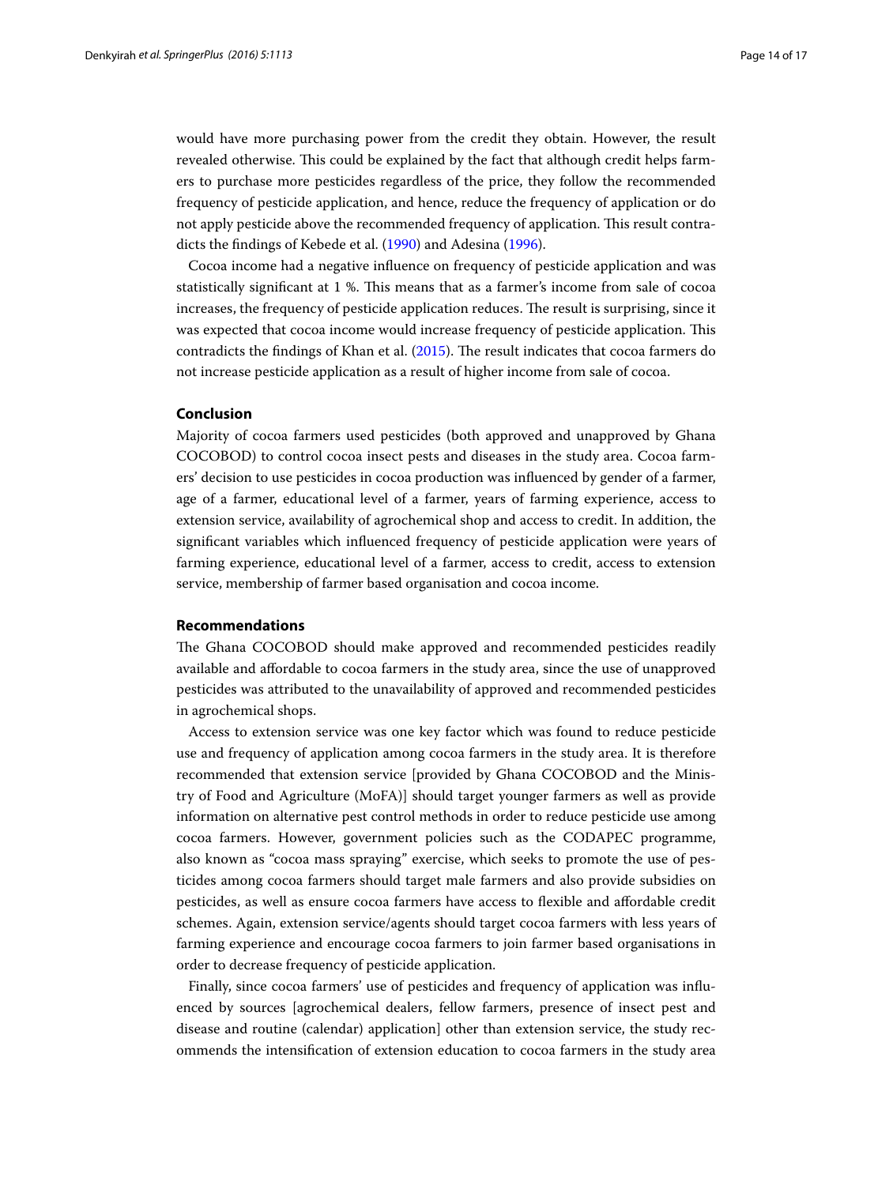would have more purchasing power from the credit they obtain. However, the result revealed otherwise. This could be explained by the fact that although credit helps farmers to purchase more pesticides regardless of the price, they follow the recommended frequency of pesticide application, and hence, reduce the frequency of application or do not apply pesticide above the recommended frequency of application. This result contradicts the findings of Kebede et al. (1990) and Adesina (1996).

Cocoa income had a negative influence on frequency of pesticide application and was statistically significant at 1 %. This means that as a farmer's income from sale of cocoa increases, the frequency of pesticide application reduces. The result is surprising, since it was expected that cocoa income would increase frequency of pesticide application. This contradicts the findings of Khan et al. (2015). The result indicates that cocoa farmers do not increase pesticide application as a result of higher income from sale of cocoa.

## Conclusion

Majority of cocoa farmers used pesticides (both approved and unapproved by Ghana COCOBOD) to control cocoa insect pests and diseases in the study area. Cocoa farmers' decision to use pesticides in cocoa production was influenced by gender of a farmer, age of a farmer, educational level of a farmer, years of farming experience, access to extension service, availability of agrochemical shop and access to credit. In addition, the significant variables which influenced frequency of pesticide application were years of farming experience, educational level of a farmer, access to credit, access to extension service, membership of farmer based organisation and cocoa income.

## Recommendations

The Ghana COCOBOD should make approved and recommended pesticides readily available and affordable to cocoa farmers in the study area, since the use of unapproved pesticides was attributed to the unavailability of approved and recommended pesticides in agrochemical shops.

Access to extension service was one key factor which was found to reduce pesticide use and frequency of application among cocoa farmers in the study area. It is therefore recommended that extension service [provided by Ghana COCOBOD and the Ministry of Food and Agriculture (MoFA)] should target younger farmers as well as provide information on alternative pest control methods in order to reduce pesticide use among cocoa farmers. However, government policies such as the CODAPEC programme, also known as "cocoa mass spraying" exercise, which seeks to promote the use of pesticides among cocoa farmers should target male farmers and also provide subsidies on pesticides, as well as ensure cocoa farmers have access to flexible and affordable credit schemes. Again, extension service/agents should target cocoa farmers with less years of farming experience and encourage cocoa farmers to join farmer based organisations in order to decrease frequency of pesticide application.

Finally, since cocoa farmers' use of pesticides and frequency of application was influenced by sources [agrochemical dealers, fellow farmers, presence of insect pest and disease and routine (calendar) application] other than extension service, the study recommends the intensification of extension education to cocoa farmers in the study area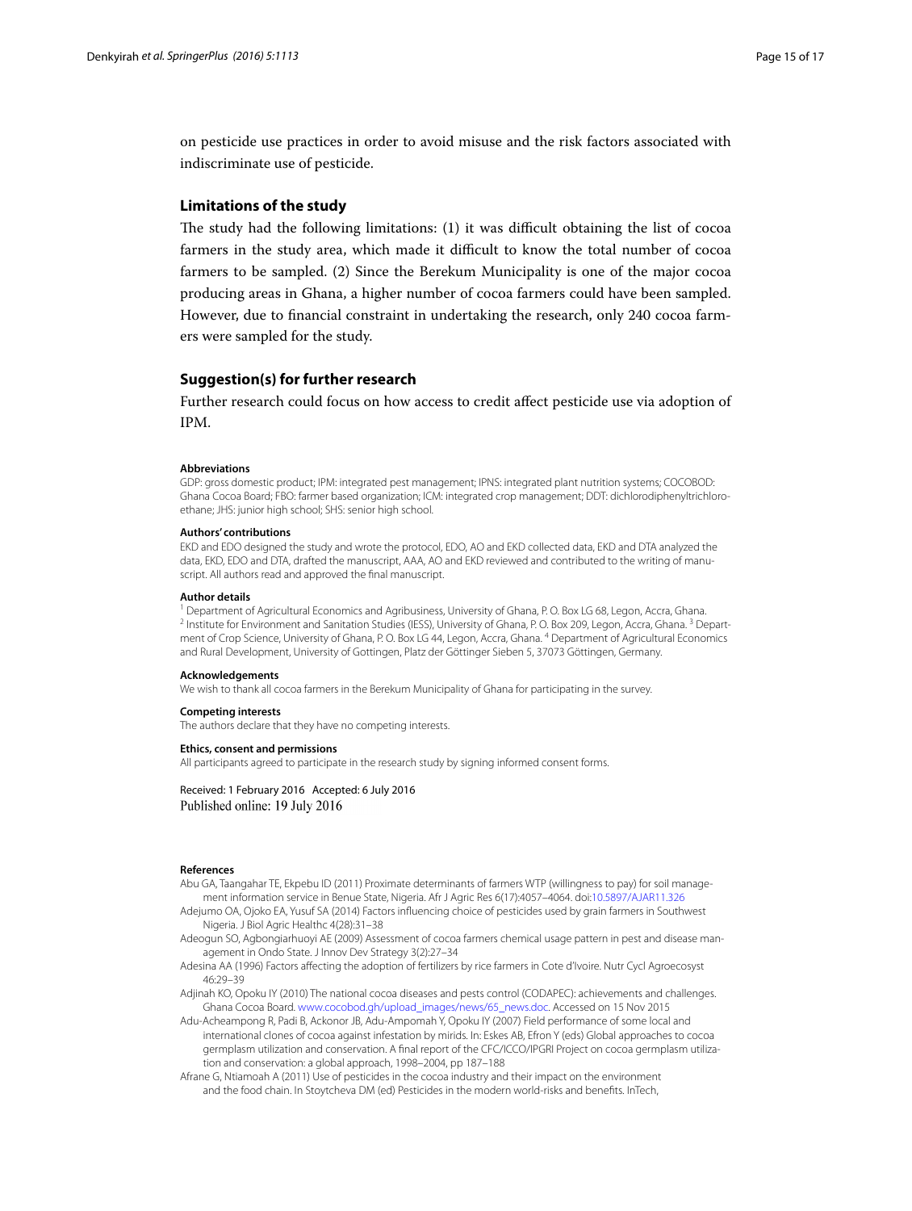on pesticide use practices in order to avoid misuse and the risk factors associated with indiscriminate use of pesticide.

## Limitations of the study

The study had the following limitations: (1) it was difficult obtaining the list of cocoa farmers in the study area, which made it difficult to know the total number of cocoa farmers to be sampled. (2) Since the Berekum Municipality is one of the major cocoa producing areas in Ghana, a higher number of cocoa farmers could have been sampled. However, due to financial constraint in undertaking the research, only 240 cocoa farmers were sampled for the study.

## Suggestion(s) for further research

Further research could focus on how access to credit affect pesticide use via adoption of IPM.

#### Abbreviations

GDP: gross domestic product; IPM: integrated pest management; IPNS: integrated plant nutrition systems; COCOBOD: Ghana Cocoa Board; FBO: farmer based organization; ICM: integrated crop management; DDT: dichlorodiphenyltrichloroethane; JHS: junior high school; SHS: senior high school.

#### Authors' contributions

EKD and EDO designed the study and wrote the protocol, EDO, AO and EKD collected data, EKD and DTA analyzed the data, EKD, EDO and DTA, drafted the manuscript, AAA, AO and EKD reviewed and contributed to the writing of manuscript. All authors read and approved the final manuscript.

#### Author details

[1] Department of Agricultural Economics and Agribusiness, University of Ghana, P. O. Box LG 68, Legon, Accra, Ghana. [2] Institute for Environment and Sanitation Studies (IESS), University of Ghana, P. O. Box 209, Legon, Accra, Ghana. [3] Department of Crop Science, University of Ghana, P. O. Box LG 44, Legon, Accra, Ghana. [4] Department of Agricultural Economics and Rural Development, University of Gottingen, Platz der Göttinger Sieben 5, 37073 Göttingen, Germany.

#### Acknowledgements

We wish to thank all cocoa farmers in the Berekum Municipality of Ghana for participating in the survey.

#### Competing interests

The authors declare that they have no competing interests.

#### Ethics, consent and permissions

All participants agreed to participate in the research study by signing informed consent forms.

Received: 1 February 2016 Accepted: 6 July 2016
Published online: 19 July 2016

#### References

Abu GA, Taangahar TE, Ekpebu ID (2011) Proximate determinants of farmers WTP (willingness to pay) for soil management information service in Benue State, Nigeria. Afr J Agric Res 6(17):4057–4064. doi:10.5897/AJAR11.326

Adejumo OA, Ojoko EA, Yusuf SA (2014) Factors influencing choice of pesticides used by grain farmers in Southwest Nigeria. J Biol Agric Healthc 4(28):31–38

Adeogun SO, Agbongiarhuoyi AE (2009) Assessment of cocoa farmers chemical usage pattern in pest and disease management in Ondo State. J Innov Dev Strategy 3(2):27–34

Adesina AA (1996) Factors affecting the adoption of fertilizers by rice farmers in Cote d'Ivoire. Nutr Cycl Agroecosyst 46:29–39

Adjinah KO, Opoku IY (2010) The national cocoa diseases and pests control (CODAPEC): achievements and challenges. Ghana Cocoa Board. www.cocobod.gh/upload_images/news/65_news.doc. Accessed on 15 Nov 2015

Adu-Acheampong R, Padi B, Ackonor JB, Adu-Ampomah Y, Opoku IY (2007) Field performance of some local and international clones of cocoa against infestation by mirids. In: Eskes AB, Efron Y (eds) Global approaches to cocoa germplasm utilization and conservation. A final report of the CFC/ICCO/IPGRI Project on cocoa germplasm utilization and conservation: a global approach, 1998–2004, pp 187–188

Afrane G, Ntiamoah A (2011) Use of pesticides in the cocoa industry and their impact on the environment and the food chain. In Stoytcheva DM (ed) Pesticides in the modern world-risks and benefits. InTech,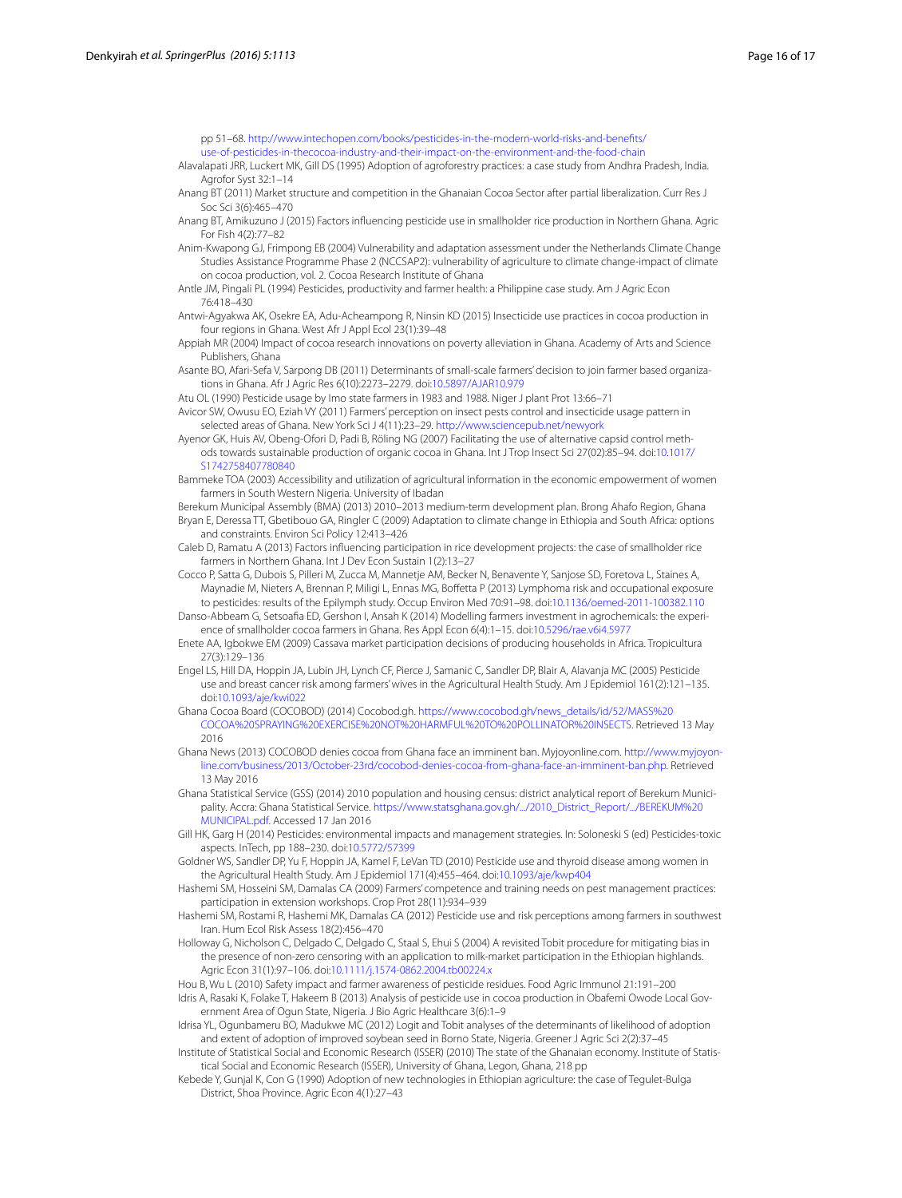pp 51–68. http://www.intechopen.com/books/pesticides-in-the-modern-world-risks-and-benefits/use-of-pesticides-in-thecocoa-industry-and-their-impact-on-the-environment-and-the-food-chain

Alavalapati JRR, Luckert MK, Gill DS (1995) Adoption of agroforestry practices: a case study from Andhra Pradesh, India. Agrofor Syst 32:1–14

Anang BT (2011) Market structure and competition in the Ghanaian Cocoa Sector after partial liberalization. Curr Res J Soc Sci 3(6):465–470

Anang BT, Amikuzuno J (2015) Factors influencing pesticide use in smallholder rice production in Northern Ghana. Agric For Fish 4(2):77–82

Anim-Kwapong GJ, Frimpong EB (2004) Vulnerability and adaptation assessment under the Netherlands Climate Change Studies Assistance Programme Phase 2 (NCCSAP2): vulnerability of agriculture to climate change-impact of climate on cocoa production, vol. 2. Cocoa Research Institute of Ghana

Antle JM, Pingali PL (1994) Pesticides, productivity and farmer health: a Philippine case study. Am J Agric Econ 76:418–430

Antwi-Agyakwa AK, Osekre EA, Adu-Acheampong R, Ninsin KD (2015) Insecticide use practices in cocoa production in four regions in Ghana. West Afr J Appl Ecol 23(1):39–48

Appiah MR (2004) Impact of cocoa research innovations on poverty alleviation in Ghana. Academy of Arts and Science Publishers, Ghana

Asante BO, Afari-Sefa V, Sarpong DB (2011) Determinants of small-scale farmers' decision to join farmer based organizations in Ghana. Afr J Agric Res 6(10):2273–2279. doi:10.5897/AJAR10.979

Atu OL (1990) Pesticide usage by Imo state farmers in 1983 and 1988. Niger J plant Prot 13:66–71

Avicor SW, Owusu EO, Eziah VY (2011) Farmers' perception on insect pests control and insecticide usage pattern in selected areas of Ghana. New York Sci J 4(11):23–29. http://www.sciencepub.net/newyork

Ayenor GK, Huis AV, Obeng-Ofori D, Padi B, Röling NG (2007) Facilitating the use of alternative capsid control methods towards sustainable production of organic cocoa in Ghana. Int J Trop Insect Sci 27(02):85–94. doi:10.1017/S1742758407780840

Bammeke TOA (2003) Accessibility and utilization of agricultural information in the economic empowerment of women farmers in South Western Nigeria. University of Ibadan

Berekum Municipal Assembly (BMA) (2013) 2010–2013 medium-term development plan. Brong Ahafo Region, Ghana

Bryan E, Deressa TT, Gbetibouo GA, Ringler C (2009) Adaptation to climate change in Ethiopia and South Africa: options and constraints. Environ Sci Policy 12:413–426

Caleb D, Ramatu A (2013) Factors influencing participation in rice development projects: the case of smallholder rice farmers in Northern Ghana. Int J Dev Econ Sustain 1(2):13–27

Cocco P, Satta G, Dubois S, Pilleri M, Zucca M, Mannetje AM, Becker N, Benavente Y, Sanjose SD, Foretova L, Staines A, Maynadie M, Nieters A, Brennan P, Miligi L, Ennas MG, Boffetta P (2013) Lymphoma risk and occupational exposure to pesticides: results of the Epilymph study. Occup Environ Med 70:91–98. doi:10.1136/oemed-2011-100382.110

Danso-Abbeam G, Setsoafia ED, Gershon I, Ansah K (2014) Modelling farmers investment in agrochemicals: the experience of smallholder cocoa farmers in Ghana. Res Appl Econ 6(4):1–15. doi:10.5296/rae.v6i4.5977

Enete AA, Igbokwe EM (2009) Cassava market participation decisions of producing households in Africa. Tropicultura 27(3):129–136

Engel LS, Hill DA, Hoppin JA, Lubin JH, Lynch CF, Pierce J, Samanic C, Sandler DP, Blair A, Alavanja MC (2005) Pesticide use and breast cancer risk among farmers' wives in the Agricultural Health Study. Am J Epidemiol 161(2):121–135. doi:10.1093/aje/kwi022

Ghana Cocoa Board (COCOBOD) (2014) Cocobod.gh. https://www.cocobod.gh/news_details/id/52/MASS%20COCOA%20SPRAYING%20EXERCISE%20NOT%20HARMFUL%20TO%20POLLINATOR%20INSECTS. Retrieved 13 May 2016

Ghana News (2013) COCOBOD denies cocoa from Ghana face an imminent ban. Myjoyonline.com. http://www.myjoyonline.com/business/2013/October-23rd/cocobod-denies-cocoa-from-ghana-face-an-imminent-ban.php. Retrieved 13 May 2016

Ghana Statistical Service (GSS) (2014) 2010 population and housing census: district analytical report of Berekum Municipality. Accra: Ghana Statistical Service. https://www.statsghana.gov.gh/.../2010_District_Report/.../BEREKUM%20MUNICIPAL.pdf. Accessed 17 Jan 2016

Gill HK, Garg H (2014) Pesticides: environmental impacts and management strategies. In: Soloneski S (ed) Pesticides-toxic aspects. InTech, pp 188–230. doi:10.5772/57399

Goldner WS, Sandler DP, Yu F, Hoppin JA, Kamel F, LeVan TD (2010) Pesticide use and thyroid disease among women in the Agricultural Health Study. Am J Epidemiol 171(4):455–464. doi:10.1093/aje/kwp404

Hashemi SM, Hosseini SM, Damalas CA (2009) Farmers' competence and training needs on pest management practices: participation in extension workshops. Crop Prot 28(11):934–939

Hashemi SM, Rostami R, Hashemi MK, Damalas CA (2012) Pesticide use and risk perceptions among farmers in southwest Iran. Hum Ecol Risk Assess 18(2):456–470

Holloway G, Nicholson C, Delgado C, Delgado C, Staal S, Ehui S (2004) A revisited Tobit procedure for mitigating bias in the presence of non-zero censoring with an application to milk-market participation in the Ethiopian highlands. Agric Econ 31(1):97–106. doi:10.1111/j.1574-0862.2004.tb00224.x

Hou B, Wu L (2010) Safety impact and farmer awareness of pesticide residues. Food Agric Immunol 21:191–200

Idris A, Rasaki K, Folake T, Hakeem B (2013) Analysis of pesticide use in cocoa production in Obafemi Owode Local Government Area of Ogun State, Nigeria. J Bio Agric Healthcare 3(6):1–9

Idrisa YL, Ogunbameru BO, Madukwe MC (2012) Logit and Tobit analyses of the determinants of likelihood of adoption and extent of adoption of improved soybean seed in Borno State, Nigeria. Greener J Agric Sci 2(2):37–45

Institute of Statistical Social and Economic Research (ISSER) (2010) The state of the Ghanaian economy. Institute of Statistical Social and Economic Research (ISSER), University of Ghana, Legon, Ghana, 218 pp

Kebede Y, Gunjal K, Con G (1990) Adoption of new technologies in Ethiopian agriculture: the case of Tegulet-Bulga District, Shoa Province. Agric Econ 4(1):27–43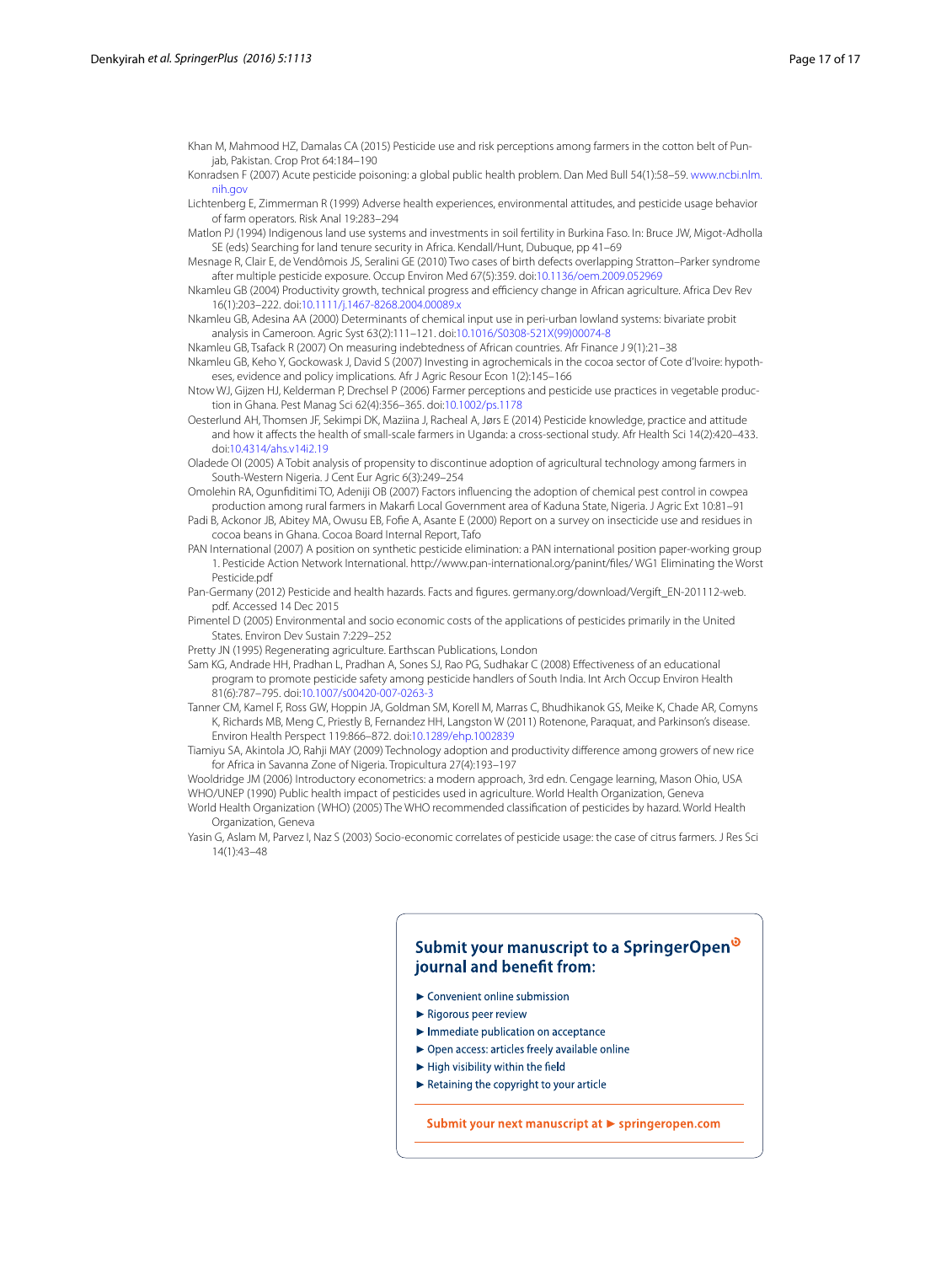Khan M, Mahmood HZ, Damalas CA (2015) Pesticide use and risk perceptions among farmers in the cotton belt of Punjab, Pakistan. Crop Prot 64:184–190

Konradsen F (2007) Acute pesticide poisoning: a global public health problem. Dan Med Bull 54(1):58–59. www.ncbi.nlm.nih.gov

Lichtenberg E, Zimmerman R (1999) Adverse health experiences, environmental attitudes, and pesticide usage behavior of farm operators. Risk Anal 19:283–294

Matlon PJ (1994) Indigenous land use systems and investments in soil fertility in Burkina Faso. In: Bruce JW, Migot-Adholla SE (eds) Searching for land tenure security in Africa. Kendall/Hunt, Dubuque, pp 41–69

Mesnage R, Clair E, de Vendômois JS, Seralini GE (2010) Two cases of birth defects overlapping Stratton–Parker syndrome after multiple pesticide exposure. Occup Environ Med 67(5):359. doi:10.1136/oem.2009.052969

Nkamleu GB (2004) Productivity growth, technical progress and efficiency change in African agriculture. Africa Dev Rev 16(1):203–222. doi:10.1111/j.1467-8268.2004.00089.x

Nkamleu GB, Adesina AA (2000) Determinants of chemical input use in peri-urban lowland systems: bivariate probit analysis in Cameroon. Agric Syst 63(2):111–121. doi:10.1016/S0308-521X(99)00074-8

Nkamleu GB, Tsafack R (2007) On measuring indebtedness of African countries. Afr Finance J 9(1):21–38

Nkamleu GB, Keho Y, Gockowask J, David S (2007) Investing in agrochemicals in the cocoa sector of Cote d'Ivoire: hypotheses, evidence and policy implications. Afr J Agric Resour Econ 1(2):145–166

Ntow WJ, Gijzen HJ, Kelderman P, Drechsel P (2006) Farmer perceptions and pesticide use practices in vegetable production in Ghana. Pest Manag Sci 62(4):356–365. doi:10.1002/ps.1178

Oesterlund AH, Thomsen JF, Sekimpi DK, Maziina J, Racheal A, Jørs E (2014) Pesticide knowledge, practice and attitude and how it affects the health of small-scale farmers in Uganda: a cross-sectional study. Afr Health Sci 14(2):420–433. doi:10.4314/ahs.v14i2.19

Oladede OI (2005) A Tobit analysis of propensity to discontinue adoption of agricultural technology among farmers in South-Western Nigeria. J Cent Eur Agric 6(3):249–254

Omolehin RA, Ogunfiditimi TO, Adeniji OB (2007) Factors influencing the adoption of chemical pest control in cowpea production among rural farmers in Makarfi Local Government area of Kaduna State, Nigeria. J Agric Ext 10:81–91

Padi B, Ackonor JB, Abitey MA, Owusu EB, Fofie A, Asante E (2000) Report on a survey on insecticide use and residues in cocoa beans in Ghana. Cocoa Board Internal Report, Tafo

PAN International (2007) A position on synthetic pesticide elimination: a PAN international position paper-working group 1. Pesticide Action Network International. http://www.pan-international.org/panint/files/ WG1 Eliminating the Worst Pesticide.pdf

Pan-Germany (2012) Pesticide and health hazards. Facts and figures. germany.org/download/Vergift_EN-201112-web.pdf. Accessed 14 Dec 2015

Pimentel D (2005) Environmental and socio economic costs of the applications of pesticides primarily in the United States. Environ Dev Sustain 7:229–252

Pretty JN (1995) Regenerating agriculture. Earthscan Publications, London

Sam KG, Andrade HH, Pradhan L, Pradhan A, Sones SJ, Rao PG, Sudhakar C (2008) Effectiveness of an educational program to promote pesticide safety among pesticide handlers of South India. Int Arch Occup Environ Health 81(6):787–795. doi:10.1007/s00420-007-0263-3

Tanner CM, Kamel F, Ross GW, Hoppin JA, Goldman SM, Korell M, Marras C, Bhudhikanok GS, Meike K, Chade AR, Comyns K, Richards MB, Meng C, Priestly B, Fernandez HH, Langston W (2011) Rotenone, Paraquat, and Parkinson's disease. Environ Health Perspect 119:866–872. doi:10.1289/ehp.1002839

Tiamiyu SA, Akintola JO, Rahji MAY (2009) Technology adoption and productivity difference among growers of new rice for Africa in Savanna Zone of Nigeria. Tropicultura 27(4):193–197

Wooldridge JM (2006) Introductory econometrics: a modern approach, 3rd edn. Cengage learning, Mason Ohio, USA

WHO/UNEP (1990) Public health impact of pesticides used in agriculture. World Health Organization, Geneva

World Health Organization (WHO) (2005) The WHO recommended classification of pesticides by hazard. World Health Organization, Geneva

Yasin G, Aslam M, Parvez I, Naz S (2003) Socio-economic correlates of pesticide usage: the case of citrus farmers. J Res Sci 14(1):43–48